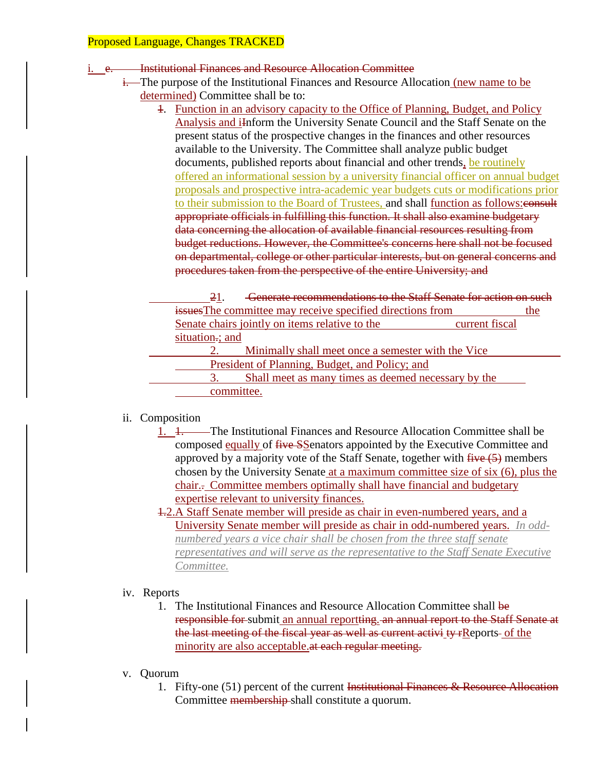Proposed Language, Changes TRACKED

i. ~~e. Institutional Finances and Resource Allocation Committee~~

- ~~i.~~ The purpose of the Institutional Finances and Resource Allocation (new name to be determined) Committee shall be to:
  1. Function in an advisory capacity to the Office of Planning, Budget, and Policy Analysis and i~~I~~nform the University Senate Council and the Staff Senate on the present status of the prospective changes in the finances and other resources available to the University. The Committee shall analyze public budget documents, published reports about financial and other trends, be routinely offered an informational session by a university financial officer on annual budget proposals and prospective intra-academic year budgets cuts or modifications prior to their submission to the Board of Trustees, and shall function as follows:~~consult appropriate officials in fulfilling this function. It shall also examine budgetary data concerning the allocation of available financial resources resulting from budget reductions. However, the Committee's concerns here shall not be focused on departmental, college or other particular interests, but on general concerns and procedures taken from the perspective of the entire University; and~~

     ~~2~~1. ~~Generate recommendations to the Staff Senate for action on such issues~~The committee may receive specified directions from the Senate chairs jointly on items relative to the current fiscal situation~~.~~; and

     2. Minimally shall meet once a semester with the Vice President of Planning, Budget, and Policy; and

     3. Shall meet as many times as deemed necessary by the committee.

- ii. Composition
  1. ~~1.~~ The Institutional Finances and Resource Allocation Committee shall be composed equally of ~~five S~~Senators appointed by the Executive Committee and approved by a majority vote of the Staff Senate, together with ~~five (5)~~ members chosen by the University Senate at a maximum committee size of six (6), plus the chair.~~.~~ Committee members optimally shall have financial and budgetary expertise relevant to university finances.
  2. ~~1.~~A Staff Senate member will preside as chair in even-numbered years, and a University Senate member will preside as chair in odd-numbered years. *In odd-numbered years a vice chair shall be chosen from the three staff senate representatives and will serve as the representative to the Staff Senate Executive Committee.*

- iv. Reports
  1. The Institutional Finances and Resource Allocation Committee shall ~~be responsible for~~ submit an annual report~~ting.~~ ~~an annual report to the Staff Senate at the last meeting of the fiscal year as well as current activi ty r~~Reports of the minority are also acceptable.~~at each regular meeting.~~

- v. Quorum
  1. Fifty-one (51) percent of the current ~~Institutional Finances & Resource Allocation~~ Committee ~~membership~~ shall constitute a quorum.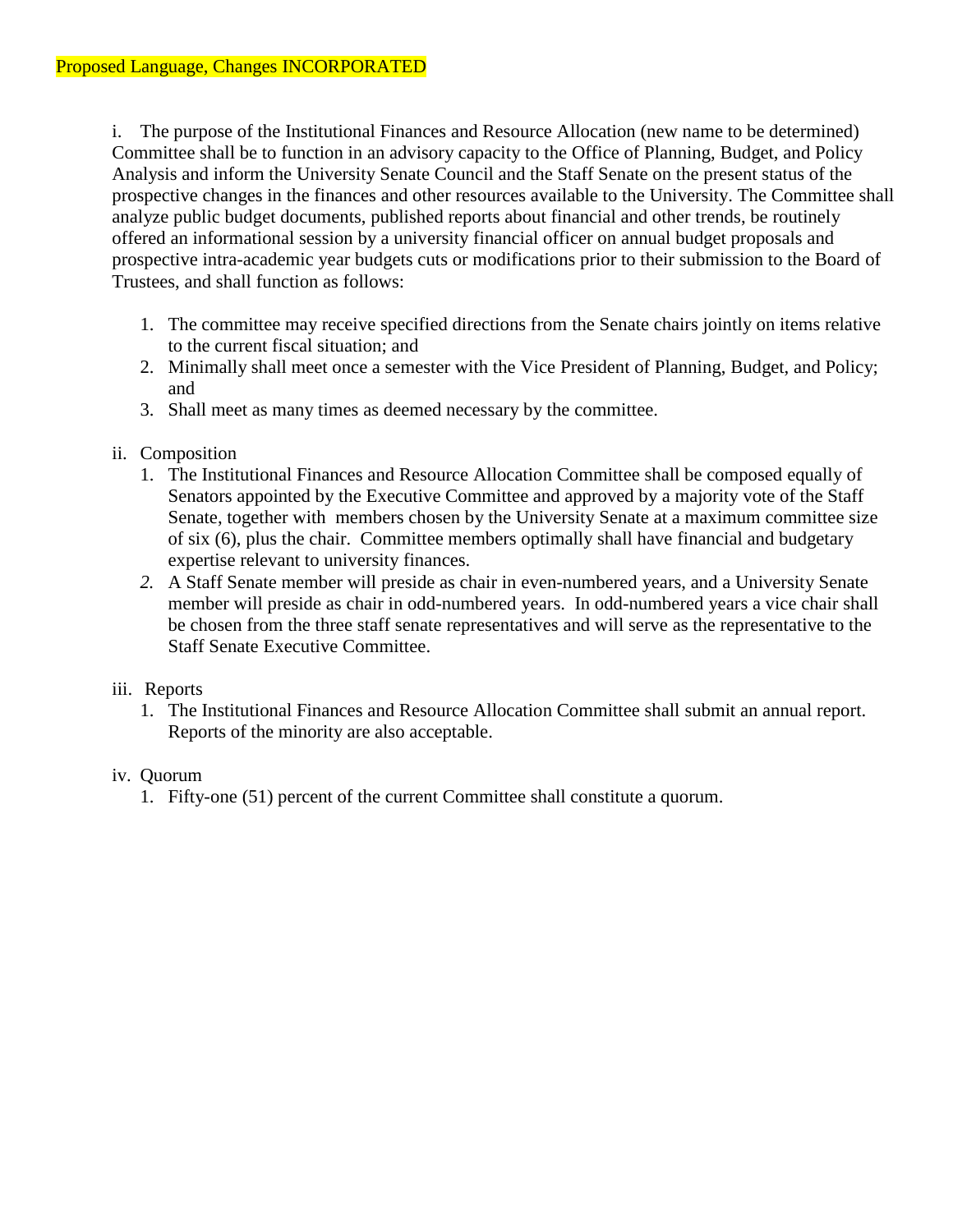Proposed Language, Changes INCORPORATED

i. The purpose of the Institutional Finances and Resource Allocation (new name to be determined) Committee shall be to function in an advisory capacity to the Office of Planning, Budget, and Policy Analysis and inform the University Senate Council and the Staff Senate on the present status of the prospective changes in the finances and other resources available to the University. The Committee shall analyze public budget documents, published reports about financial and other trends, be routinely offered an informational session by a university financial officer on annual budget proposals and prospective intra-academic year budgets cuts or modifications prior to their submission to the Board of Trustees, and shall function as follows:

1. The committee may receive specified directions from the Senate chairs jointly on items relative to the current fiscal situation; and
2. Minimally shall meet once a semester with the Vice President of Planning, Budget, and Policy; and
3. Shall meet as many times as deemed necessary by the committee.

ii. Composition

1. The Institutional Finances and Resource Allocation Committee shall be composed equally of Senators appointed by the Executive Committee and approved by a majority vote of the Staff Senate, together with members chosen by the University Senate at a maximum committee size of six (6), plus the chair. Committee members optimally shall have financial and budgetary expertise relevant to university finances.
2. A Staff Senate member will preside as chair in even-numbered years, and a University Senate member will preside as chair in odd-numbered years. In odd-numbered years a vice chair shall be chosen from the three staff senate representatives and will serve as the representative to the Staff Senate Executive Committee.

iii. Reports

1. The Institutional Finances and Resource Allocation Committee shall submit an annual report. Reports of the minority are also acceptable.

iv. Quorum

1. Fifty-one (51) percent of the current Committee shall constitute a quorum.